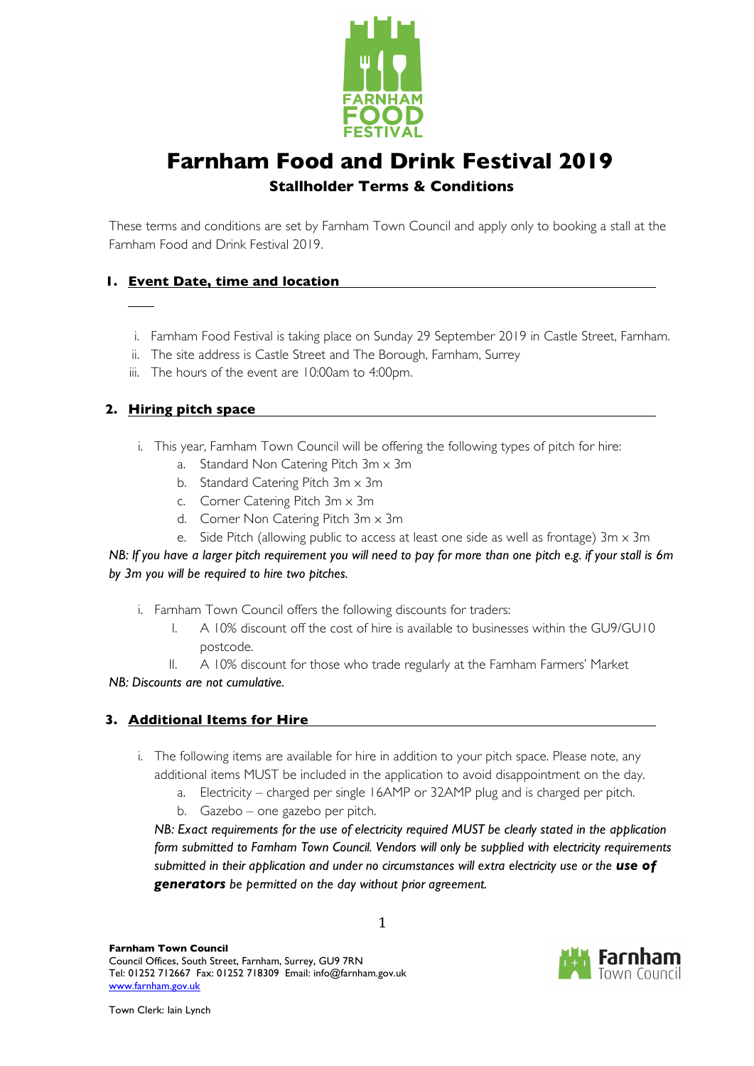# Farnham Food and Drink Festival 2019

## Stallholder Terms & Conditions

These terms and conditions are set by Farnham Town Council and apply only to booking a stall at the Farnham Food and Drink Festival 2019.

### 1. Event Date, time and location

i. Farnham Food Festival is taking place on Sunday 29 September 2019 in Castle Street, Farnham.
ii. The site address is Castle Street and The Borough, Farnham, Surrey
iii. The hours of the event are 10:00am to 4:00pm.

### 2. Hiring pitch space

i. This year, Farnham Town Council will be offering the following types of pitch for hire:
   a. Standard Non Catering Pitch 3m x 3m
   b. Standard Catering Pitch 3m x 3m
   c. Corner Catering Pitch 3m x 3m
   d. Corner Non Catering Pitch 3m x 3m
   e. Side Pitch (allowing public to access at least one side as well as frontage) 3m x 3m

*NB: If you have a larger pitch requirement you will need to pay for more than one pitch e.g. if your stall is 6m by 3m you will be required to hire two pitches.*

i. Farnham Town Council offers the following discounts for traders:
   I. A 10% discount off the cost of hire is available to businesses within the GU9/GU10 postcode.
   II. A 10% discount for those who trade regularly at the Farnham Farmers' Market

*NB: Discounts are not cumulative.*

### 3. Additional Items for Hire

i. The following items are available for hire in addition to your pitch space. Please note, any additional items MUST be included in the application to avoid disappointment on the day.
   a. Electricity – charged per single 16AMP or 32AMP plug and is charged per pitch.
   b. Gazebo – one gazebo per pitch.

*NB: Exact requirements for the use of electricity required MUST be clearly stated in the application form submitted to Farnham Town Council. Vendors will only be supplied with electricity requirements submitted in their application and under no circumstances will extra electricity use or the* ***use of generators*** *be permitted on the day without prior agreement.*

**Farnham Town Council**
Council Offices, South Street, Farnham, Surrey, GU9 7RN
Tel: 01252 712667 Fax: 01252 718309 Email: info@farnham.gov.uk
www.farnham.gov.uk

Town Clerk: Iain Lynch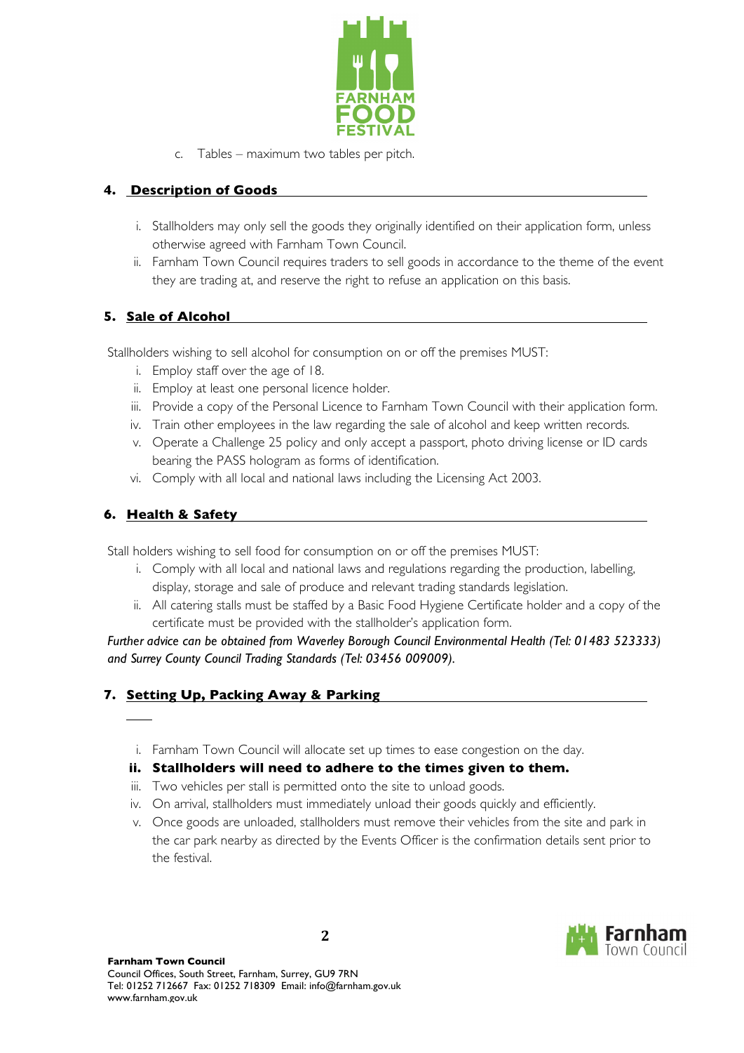c. Tables – maximum two tables per pitch.

## 4. Description of Goods

i. Stallholders may only sell the goods they originally identified on their application form, unless otherwise agreed with Farnham Town Council.
ii. Farnham Town Council requires traders to sell goods in accordance to the theme of the event they are trading at, and reserve the right to refuse an application on this basis.

## 5. Sale of Alcohol

Stallholders wishing to sell alcohol for consumption on or off the premises MUST:

i. Employ staff over the age of 18.
ii. Employ at least one personal licence holder.
iii. Provide a copy of the Personal Licence to Farnham Town Council with their application form.
iv. Train other employees in the law regarding the sale of alcohol and keep written records.
v. Operate a Challenge 25 policy and only accept a passport, photo driving license or ID cards bearing the PASS hologram as forms of identification.
vi. Comply with all local and national laws including the Licensing Act 2003.

## 6. Health & Safety

Stall holders wishing to sell food for consumption on or off the premises MUST:

i. Comply with all local and national laws and regulations regarding the production, labelling, display, storage and sale of produce and relevant trading standards legislation.
ii. All catering stalls must be staffed by a Basic Food Hygiene Certificate holder and a copy of the certificate must be provided with the stallholder's application form.

*Further advice can be obtained from Waverley Borough Council Environmental Health (Tel: 01483 523333) and Surrey County Council Trading Standards (Tel: 03456 009009).*

## 7. Setting Up, Packing Away & Parking

i. Farnham Town Council will allocate set up times to ease congestion on the day.
ii. **Stallholders will need to adhere to the times given to them.**
iii. Two vehicles per stall is permitted onto the site to unload goods.
iv. On arrival, stallholders must immediately unload their goods quickly and efficiently.
v. Once goods are unloaded, stallholders must remove their vehicles from the site and park in the car park nearby as directed by the Events Officer is the confirmation details sent prior to the festival.

**Farnham Town Council**
Council Offices, South Street, Farnham, Surrey, GU9 7RN
Tel: 01252 712667 Fax: 01252 718309 Email: info@farnham.gov.uk
www.farnham.gov.uk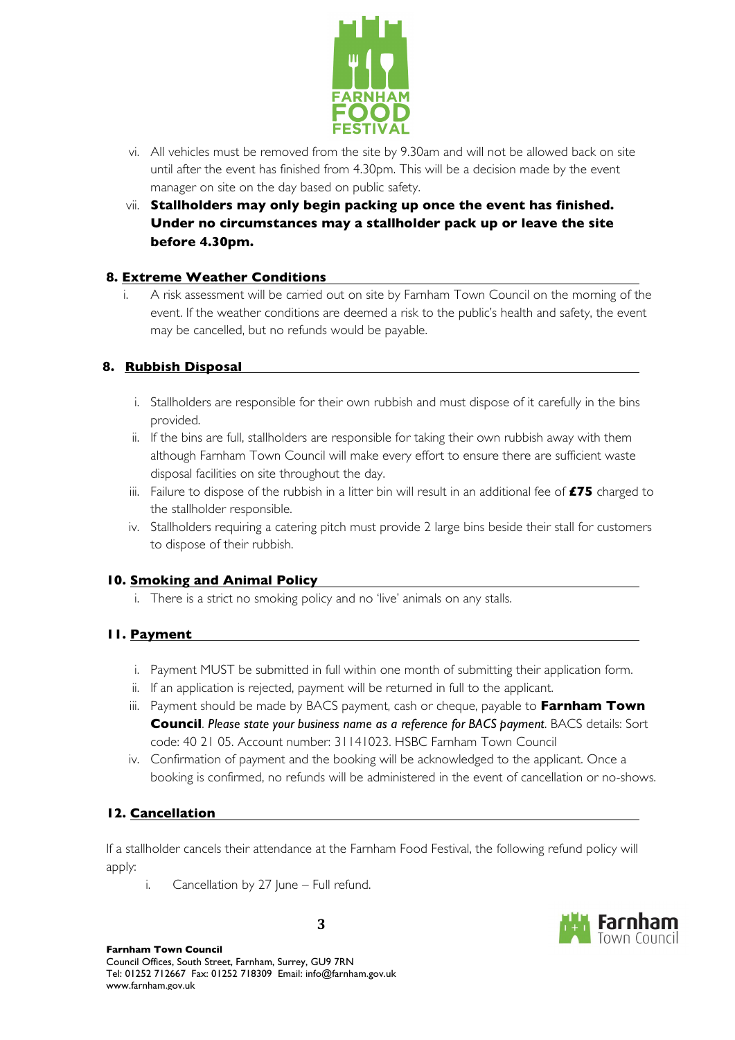vi. All vehicles must be removed from the site by 9.30am and will not be allowed back on site until after the event has finished from 4.30pm. This will be a decision made by the event manager on site on the day based on public safety.

vii. **Stallholders may only begin packing up once the event has finished. Under no circumstances may a stallholder pack up or leave the site before 4.30pm.**

## 8. Extreme Weather Conditions

i. A risk assessment will be carried out on site by Farnham Town Council on the morning of the event. If the weather conditions are deemed a risk to the public's health and safety, the event may be cancelled, but no refunds would be payable.

## 8. Rubbish Disposal

i. Stallholders are responsible for their own rubbish and must dispose of it carefully in the bins provided.

ii. If the bins are full, stallholders are responsible for taking their own rubbish away with them although Farnham Town Council will make every effort to ensure there are sufficient waste disposal facilities on site throughout the day.

iii. Failure to dispose of the rubbish in a litter bin will result in an additional fee of **£75** charged to the stallholder responsible.

iv. Stallholders requiring a catering pitch must provide 2 large bins beside their stall for customers to dispose of their rubbish.

## 10. Smoking and Animal Policy

i. There is a strict no smoking policy and no 'live' animals on any stalls.

## 11. Payment

i. Payment MUST be submitted in full within one month of submitting their application form.

ii. If an application is rejected, payment will be returned in full to the applicant.

iii. Payment should be made by BACS payment, cash or cheque, payable to **Farnham Town Council**. *Please state your business name as a reference for BACS payment*. BACS details: Sort code: 40 21 05. Account number: 31141023. HSBC Farnham Town Council

iv. Confirmation of payment and the booking will be acknowledged to the applicant. Once a booking is confirmed, no refunds will be administered in the event of cancellation or no-shows.

## 12. Cancellation

If a stallholder cancels their attendance at the Farnham Food Festival, the following refund policy will apply:

i. Cancellation by 27 June – Full refund.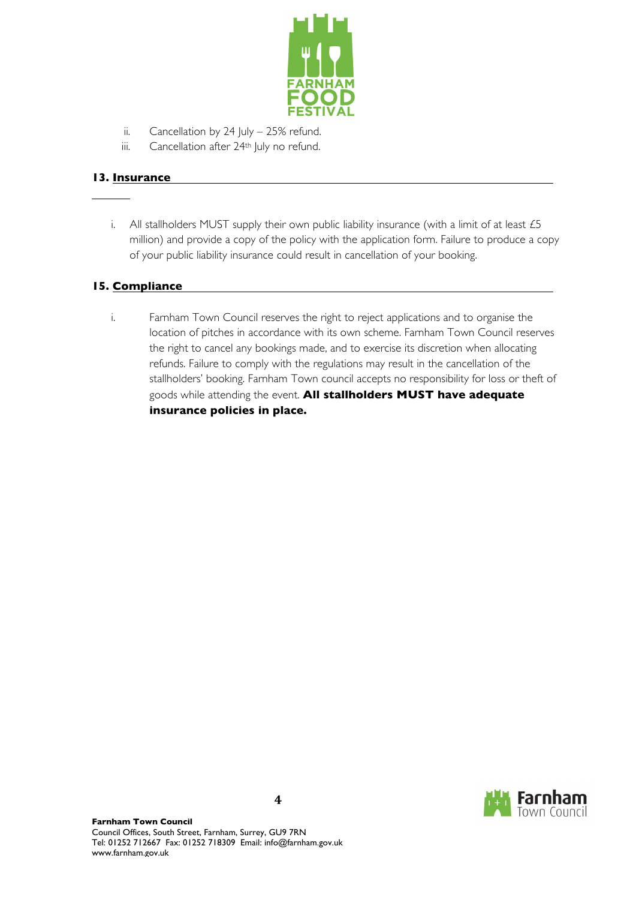ii. Cancellation by 24 July – 25% refund.
iii. Cancellation after 24th July no refund.

## 13. Insurance

i. All stallholders MUST supply their own public liability insurance (with a limit of at least £5 million) and provide a copy of the policy with the application form. Failure to produce a copy of your public liability insurance could result in cancellation of your booking.

## 15. Compliance

i. Farnham Town Council reserves the right to reject applications and to organise the location of pitches in accordance with its own scheme. Farnham Town Council reserves the right to cancel any bookings made, and to exercise its discretion when allocating refunds. Failure to comply with the regulations may result in the cancellation of the stallholders' booking. Farnham Town council accepts no responsibility for loss or theft of goods while attending the event. **All stallholders MUST have adequate insurance policies in place.**